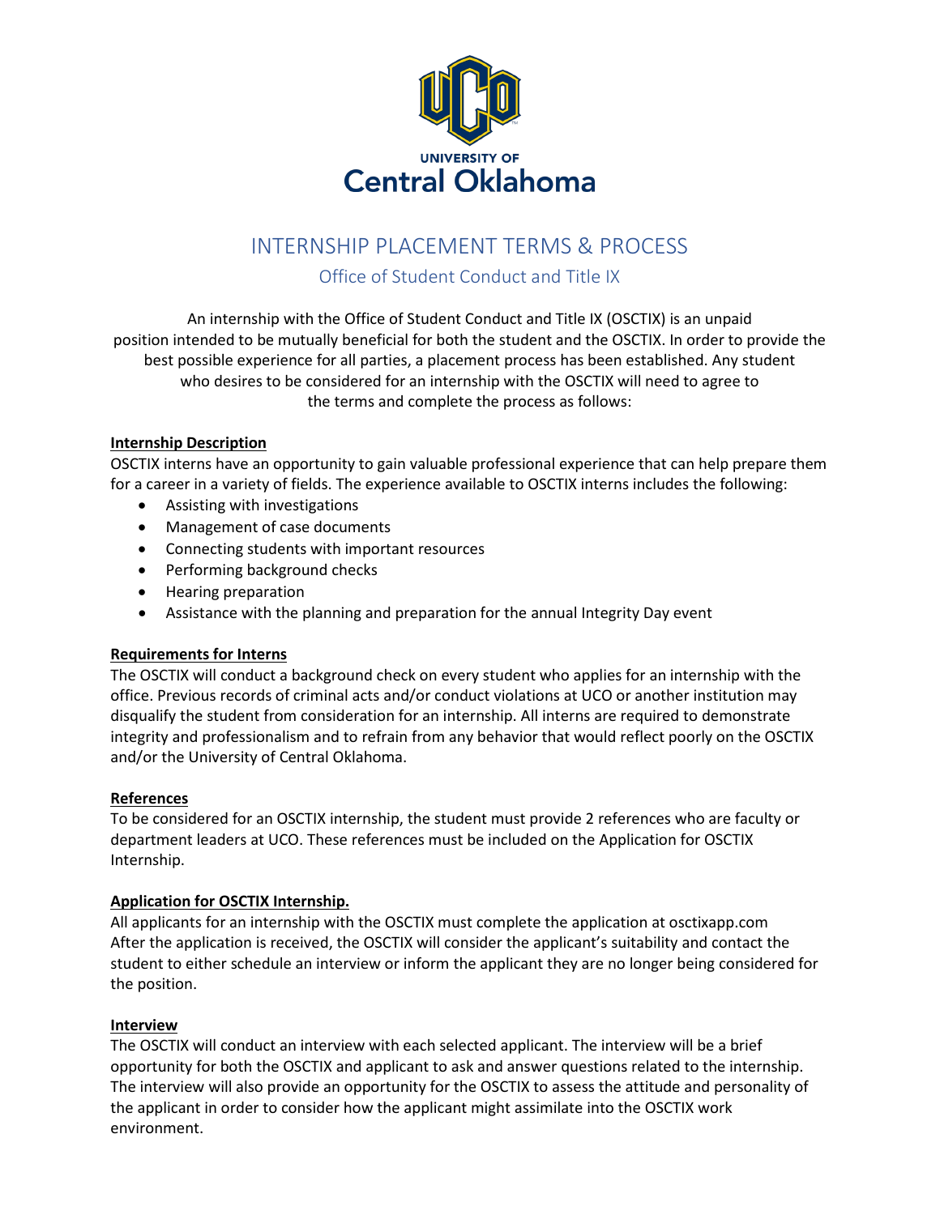UNIVERSITY OF
Central Oklahoma

# INTERNSHIP PLACEMENT TERMS & PROCESS

## Office of Student Conduct and Title IX

An internship with the Office of Student Conduct and Title IX (OSCTIX) is an unpaid position intended to be mutually beneficial for both the student and the OSCTIX. In order to provide the best possible experience for all parties, a placement process has been established. Any student who desires to be considered for an internship with the OSCTIX will need to agree to the terms and complete the process as follows:

### Internship Description

OSCTIX interns have an opportunity to gain valuable professional experience that can help prepare them for a career in a variety of fields. The experience available to OSCTIX interns includes the following:

- Assisting with investigations
- Management of case documents
- Connecting students with important resources
- Performing background checks
- Hearing preparation
- Assistance with the planning and preparation for the annual Integrity Day event

### Requirements for Interns

The OSCTIX will conduct a background check on every student who applies for an internship with the office. Previous records of criminal acts and/or conduct violations at UCO or another institution may disqualify the student from consideration for an internship. All interns are required to demonstrate integrity and professionalism and to refrain from any behavior that would reflect poorly on the OSCTIX and/or the University of Central Oklahoma.

### References

To be considered for an OSCTIX internship, the student must provide 2 references who are faculty or department leaders at UCO. These references must be included on the Application for OSCTIX Internship.

### Application for OSCTIX Internship.

All applicants for an internship with the OSCTIX must complete the application at osctixapp.com After the application is received, the OSCTIX will consider the applicant's suitability and contact the student to either schedule an interview or inform the applicant they are no longer being considered for the position.

### Interview

The OSCTIX will conduct an interview with each selected applicant. The interview will be a brief opportunity for both the OSCTIX and applicant to ask and answer questions related to the internship. The interview will also provide an opportunity for the OSCTIX to assess the attitude and personality of the applicant in order to consider how the applicant might assimilate into the OSCTIX work environment.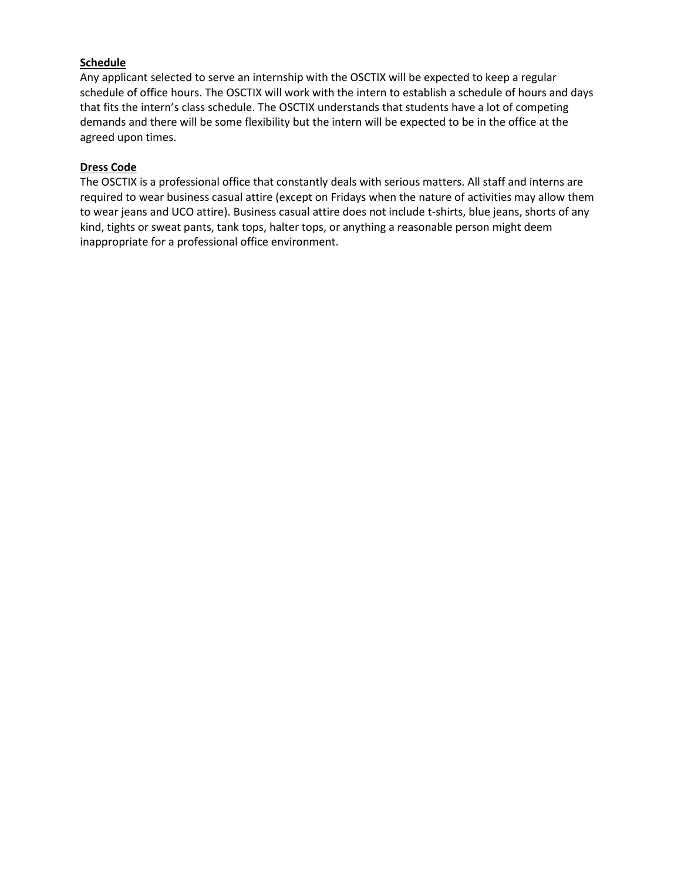**Schedule**

Any applicant selected to serve an internship with the OSCTIX will be expected to keep a regular schedule of office hours. The OSCTIX will work with the intern to establish a schedule of hours and days that fits the intern's class schedule. The OSCTIX understands that students have a lot of competing demands and there will be some flexibility but the intern will be expected to be in the office at the agreed upon times.

**Dress Code**

The OSCTIX is a professional office that constantly deals with serious matters. All staff and interns are required to wear business casual attire (except on Fridays when the nature of activities may allow them to wear jeans and UCO attire). Business casual attire does not include t-shirts, blue jeans, shorts of any kind, tights or sweat pants, tank tops, halter tops, or anything a reasonable person might deem inappropriate for a professional office environment.